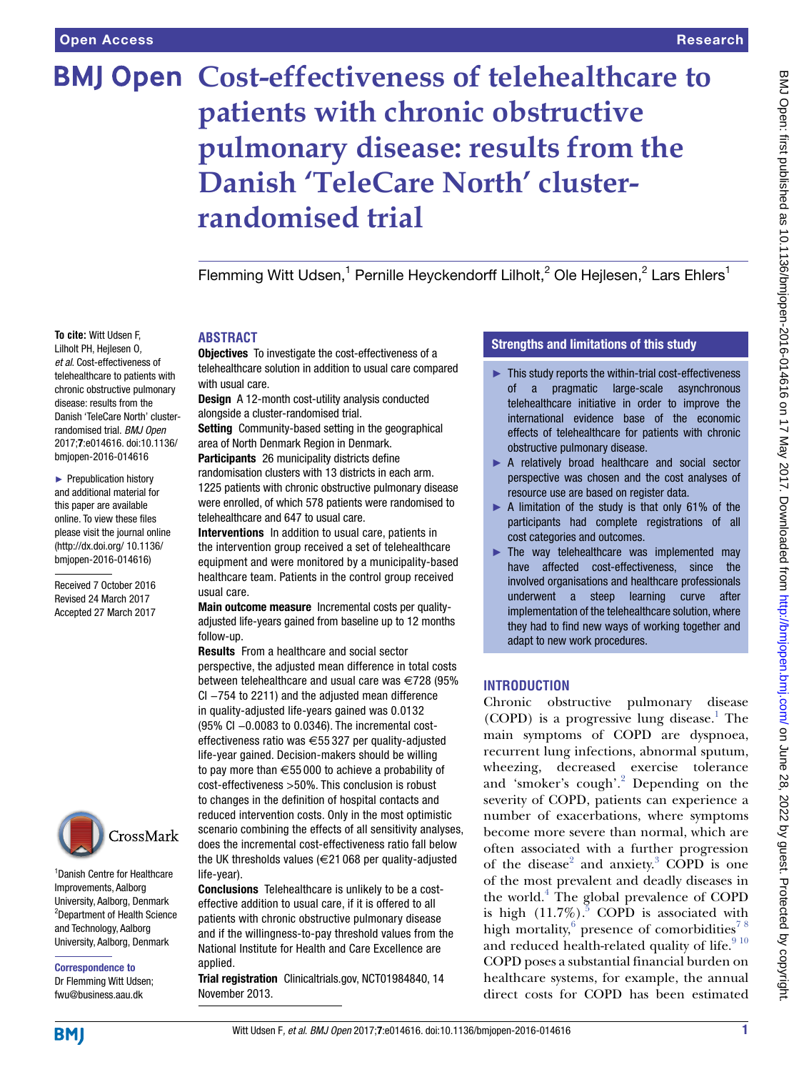# Cost-effectiveness of telehealthcare to patients with chronic obstructive pulmonary disease: results from the Danish 'TeleCare North' cluster-randomised trial

Flemming Witt Udsen,[1] Pernille Heyckendorff Lilholt,[2] Ole Hejlesen,[2] Lars Ehlers[1]

**To cite:** Witt Udsen F, Lilholt PH, Hejlesen O, *et al*. Cost-effectiveness of telehealthcare to patients with chronic obstructive pulmonary disease: results from the Danish 'TeleCare North' cluster-randomised trial. *BMJ Open* 2017;**7**:e014616. doi:10.1136/bmjopen-2016-014616

► Prepublication history and additional material for this paper are available online. To view these files please visit the journal online (http://dx.doi.org/ 10.1136/bmjopen-2016-014616)

Received 7 October 2016
Revised 24 March 2017
Accepted 27 March 2017

[1]Danish Centre for Healthcare Improvements, Aalborg University, Aalborg, Denmark
[2]Department of Health Science and Technology, Aalborg University, Aalborg, Denmark

**Correspondence to**
Dr Flemming Witt Udsen; fwu@business.aau.dk

## ABSTRACT

**Objectives** To investigate the cost-effectiveness of a telehealthcare solution in addition to usual care compared with usual care.

**Design** A 12-month cost-utility analysis conducted alongside a cluster-randomised trial.

**Setting** Community-based setting in the geographical area of North Denmark Region in Denmark.

**Participants** 26 municipality districts define randomisation clusters with 13 districts in each arm. 1225 patients with chronic obstructive pulmonary disease were enrolled, of which 578 patients were randomised to telehealthcare and 647 to usual care.

**Interventions** In addition to usual care, patients in the intervention group received a set of telehealthcare equipment and were monitored by a municipality-based healthcare team. Patients in the control group received usual care.

**Main outcome measure** Incremental costs per quality-adjusted life-years gained from baseline up to 12 months follow-up.

**Results** From a healthcare and social sector perspective, the adjusted mean difference in total costs between telehealthcare and usual care was €728 (95% CI −754 to 2211) and the adjusted mean difference in quality-adjusted life-years gained was 0.0132 (95% CI −0.0083 to 0.0346). The incremental cost-effectiveness ratio was €55 327 per quality-adjusted life-year gained. Decision-makers should be willing to pay more than €55 000 to achieve a probability of cost-effectiveness >50%. This conclusion is robust to changes in the definition of hospital contacts and reduced intervention costs. Only in the most optimistic scenario combining the effects of all sensitivity analyses, does the incremental cost-effectiveness ratio fall below the UK thresholds values (€21 068 per quality-adjusted life-year).

**Conclusions** Telehealthcare is unlikely to be a cost-effective addition to usual care, if it is offered to all patients with chronic obstructive pulmonary disease and if the willingness-to-pay threshold values from the National Institute for Health and Care Excellence are applied.

**Trial registration** Clinicaltrials.gov, NCT01984840, 14 November 2013.

## Strengths and limitations of this study

- ► This study reports the within-trial cost-effectiveness of a pragmatic large-scale asynchronous telehealthcare initiative in order to improve the international evidence base of the economic effects of telehealthcare for patients with chronic obstructive pulmonary disease.
- ► A relatively broad healthcare and social sector perspective was chosen and the cost analyses of resource use are based on register data.
- ► A limitation of the study is that only 61% of the participants had complete registrations of all cost categories and outcomes.
- ► The way telehealthcare was implemented may have affected cost-effectiveness, since the involved organisations and healthcare professionals underwent a steep learning curve after implementation of the telehealthcare solution, where they had to find new ways of working together and adapt to new work procedures.

## INTRODUCTION

Chronic obstructive pulmonary disease (COPD) is a progressive lung disease.[1] The main symptoms of COPD are dyspnoea, recurrent lung infections, abnormal sputum, wheezing, decreased exercise tolerance and 'smoker's cough'.[2] Depending on the severity of COPD, patients can experience a number of exacerbations, where symptoms become more severe than normal, which are often associated with a further progression of the disease[2] and anxiety.[3] COPD is one of the most prevalent and deadly diseases in the world.[4] The global prevalence of COPD is high (11.7%).[5] COPD is associated with high mortality,[6] presence of comorbidities[7,8] and reduced health-related quality of life.[9,10] COPD poses a substantial financial burden on healthcare systems, for example, the annual direct costs for COPD has been estimated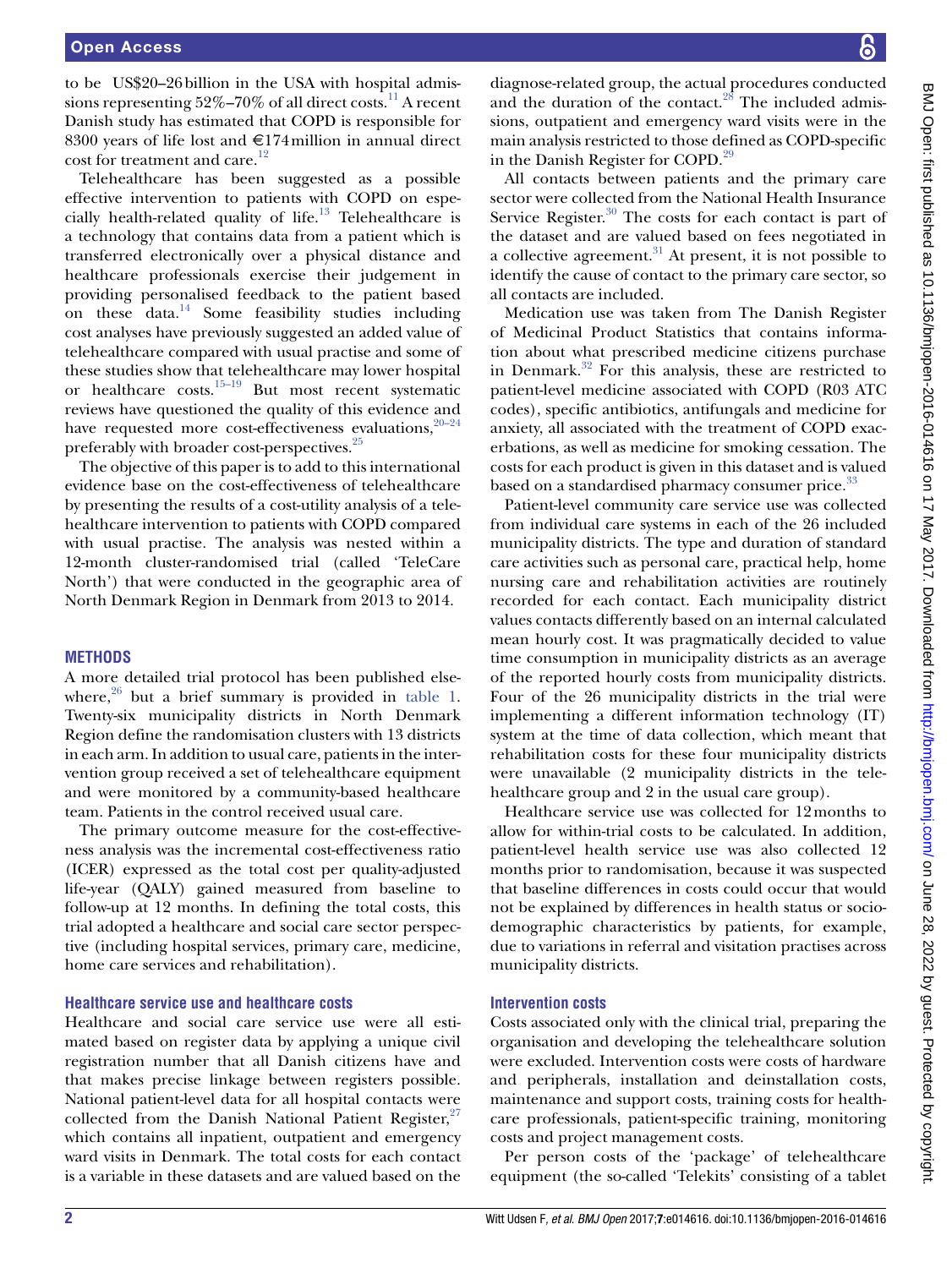to be US$20–26 billion in the USA with hospital admissions representing 52%–70% of all direct costs.[11] A recent Danish study has estimated that COPD is responsible for 8300 years of life lost and €174 million in annual direct cost for treatment and care.[12]

Telehealthcare has been suggested as a possible effective intervention to patients with COPD on especially health-related quality of life.[13] Telehealthcare is a technology that contains data from a patient which is transferred electronically over a physical distance and healthcare professionals exercise their judgement in providing personalised feedback to the patient based on these data.[14] Some feasibility studies including cost analyses have previously suggested an added value of telehealthcare compared with usual practise and some of these studies show that telehealthcare may lower hospital or healthcare costs.[15–19] But most recent systematic reviews have questioned the quality of this evidence and have requested more cost-effectiveness evaluations,[20–24] preferably with broader cost-perspectives.[25]

The objective of this paper is to add to this international evidence base on the cost-effectiveness of telehealthcare by presenting the results of a cost-utility analysis of a telehealthcare intervention to patients with COPD compared with usual practise. The analysis was nested within a 12-month cluster-randomised trial (called 'TeleCare North') that were conducted in the geographic area of North Denmark Region in Denmark from 2013 to 2014.

## METHODS

A more detailed trial protocol has been published elsewhere,[26] but a brief summary is provided in table 1. Twenty-six municipality districts in North Denmark Region define the randomisation clusters with 13 districts in each arm. In addition to usual care, patients in the intervention group received a set of telehealthcare equipment and were monitored by a community-based healthcare team. Patients in the control received usual care.

The primary outcome measure for the cost-effectiveness analysis was the incremental cost-effectiveness ratio (ICER) expressed as the total cost per quality-adjusted life-year (QALY) gained measured from baseline to follow-up at 12 months. In defining the total costs, this trial adopted a healthcare and social care sector perspective (including hospital services, primary care, medicine, home care services and rehabilitation).

### Healthcare service use and healthcare costs

Healthcare and social care service use were all estimated based on register data by applying a unique civil registration number that all Danish citizens have and that makes precise linkage between registers possible. National patient-level data for all hospital contacts were collected from the Danish National Patient Register,[27] which contains all inpatient, outpatient and emergency ward visits in Denmark. The total costs for each contact is a variable in these datasets and are valued based on the diagnose-related group, the actual procedures conducted and the duration of the contact.[28] The included admissions, outpatient and emergency ward visits were in the main analysis restricted to those defined as COPD-specific in the Danish Register for COPD.[29]

All contacts between patients and the primary care sector were collected from the National Health Insurance Service Register.[30] The costs for each contact is part of the dataset and are valued based on fees negotiated in a collective agreement.[31] At present, it is not possible to identify the cause of contact to the primary care sector, so all contacts are included.

Medication use was taken from The Danish Register of Medicinal Product Statistics that contains information about what prescribed medicine citizens purchase in Denmark.[32] For this analysis, these are restricted to patient-level medicine associated with COPD (R03 ATC codes), specific antibiotics, antifungals and medicine for anxiety, all associated with the treatment of COPD exacerbations, as well as medicine for smoking cessation. The costs for each product is given in this dataset and is valued based on a standardised pharmacy consumer price.[33]

Patient-level community care service use was collected from individual care systems in each of the 26 included municipality districts. The type and duration of standard care activities such as personal care, practical help, home nursing care and rehabilitation activities are routinely recorded for each contact. Each municipality district values contacts differently based on an internal calculated mean hourly cost. It was pragmatically decided to value time consumption in municipality districts as an average of the reported hourly costs from municipality districts. Four of the 26 municipality districts in the trial were implementing a different information technology (IT) system at the time of data collection, which meant that rehabilitation costs for these four municipality districts were unavailable (2 municipality districts in the telehealthcare group and 2 in the usual care group).

Healthcare service use was collected for 12 months to allow for within-trial costs to be calculated. In addition, patient-level health service use was also collected 12 months prior to randomisation, because it was suspected that baseline differences in costs could occur that would not be explained by differences in health status or sociodemographic characteristics by patients, for example, due to variations in referral and visitation practises across municipality districts.

### Intervention costs

Costs associated only with the clinical trial, preparing the organisation and developing the telehealthcare solution were excluded. Intervention costs were costs of hardware and peripherals, installation and deinstallation costs, maintenance and support costs, training costs for healthcare professionals, patient-specific training, monitoring costs and project management costs.

Per person costs of the 'package' of telehealthcare equipment (the so-called 'Telekits' consisting of a tablet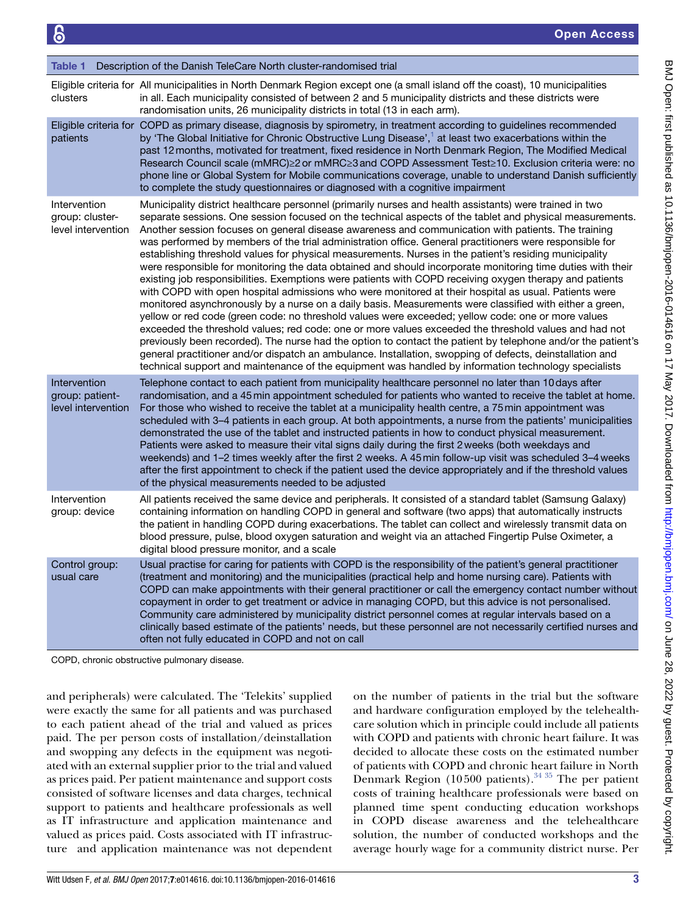Table 1 Description of the Danish TeleCare North cluster-randomised trial

| | |
|---|---|
| Eligible criteria for clusters | All municipalities in North Denmark Region except one (a small island off the coast), 10 municipalities in all. Each municipality consisted of between 2 and 5 municipality districts and these districts were randomisation units, 26 municipality districts in total (13 in each arm). |
| Eligible criteria for patients | COPD as primary disease, diagnosis by spirometry, in treatment according to guidelines recommended by 'The Global Initiative for Chronic Obstructive Lung Disease',[1] at least two exacerbations within the past 12 months, motivated for treatment, fixed residence in North Denmark Region, The Modified Medical Research Council scale (mMRC)≥2 or mMRC≥3 and COPD Assessment Test≥10. Exclusion criteria were: no phone line or Global System for Mobile communications coverage, unable to understand Danish sufficiently to complete the study questionnaires or diagnosed with a cognitive impairment |
| Intervention group: cluster-level intervention | Municipality district healthcare personnel (primarily nurses and health assistants) were trained in two separate sessions. One session focused on the technical aspects of the tablet and physical measurements. Another session focuses on general disease awareness and communication with patients. The training was performed by members of the trial administration office. General practitioners were responsible for establishing threshold values for physical measurements. Nurses in the patient's residing municipality were responsible for monitoring the data obtained and should incorporate monitoring time duties with their existing job responsibilities. Exemptions were patients with COPD receiving oxygen therapy and patients with COPD with open hospital admissions who were monitored at their hospital as usual. Patients were monitored asynchronously by a nurse on a daily basis. Measurements were classified with either a green, yellow or red code (green code: no threshold values were exceeded; yellow code: one or more values exceeded the threshold values; red code: one or more values exceeded the threshold values and had not previously been recorded). The nurse had the option to contact the patient by telephone and/or the patient's general practitioner and/or dispatch an ambulance. Installation, swopping of defects, deinstallation and technical support and maintenance of the equipment was handled by information technology specialists |
| Intervention group: patient-level intervention | Telephone contact to each patient from municipality healthcare personnel no later than 10 days after randomisation, and a 45 min appointment scheduled for patients who wanted to receive the tablet at home. For those who wished to receive the tablet at a municipality health centre, a 75 min appointment was scheduled with 3–4 patients in each group. At both appointments, a nurse from the patients' municipalities demonstrated the use of the tablet and instructed patients in how to conduct physical measurement. Patients were asked to measure their vital signs daily during the first 2 weeks (both weekdays and weekends) and 1–2 times weekly after the first 2 weeks. A 45 min follow-up visit was scheduled 3–4 weeks after the first appointment to check if the patient used the device appropriately and if the threshold values of the physical measurements needed to be adjusted |
| Intervention group: device | All patients received the same device and peripherals. It consisted of a standard tablet (Samsung Galaxy) containing information on handling COPD in general and software (two apps) that automatically instructs the patient in handling COPD during exacerbations. The tablet can collect and wirelessly transmit data on blood pressure, pulse, blood oxygen saturation and weight via an attached Fingertip Pulse Oximeter, a digital blood pressure monitor, and a scale |
| Control group: usual care | Usual practise for caring for patients with COPD is the responsibility of the patient's general practitioner (treatment and monitoring) and the municipalities (practical help and home nursing care). Patients with COPD can make appointments with their general practitioner or call the emergency contact number without copayment in order to get treatment or advice in managing COPD, but this advice is not personalised. Community care administered by municipality district personnel comes at regular intervals based on a clinically based estimate of the patients' needs, but these personnel are not necessarily certified nurses and often not fully educated in COPD and not on call |

COPD, chronic obstructive pulmonary disease.

and peripherals) were calculated. The 'Telekits' supplied were exactly the same for all patients and was purchased to each patient ahead of the trial and valued as prices paid. The per person costs of installation/deinstallation and swopping any defects in the equipment was negotiated with an external supplier prior to the trial and valued as prices paid. Per patient maintenance and support costs consisted of software licenses and data charges, technical support to patients and healthcare professionals as well as IT infrastructure and application maintenance and valued as prices paid. Costs associated with IT infrastructure and application maintenance was not dependent on the number of patients in the trial but the software and hardware configuration employed by the telehealthcare solution which in principle could include all patients with COPD and patients with chronic heart failure. It was decided to allocate these costs on the estimated number of patients with COPD and chronic heart failure in North Denmark Region (10500 patients).[34 35] The per patient costs of training healthcare professionals were based on planned time spent conducting education workshops in COPD disease awareness and the telehealthcare solution, the number of conducted workshops and the average hourly wage for a community district nurse. Per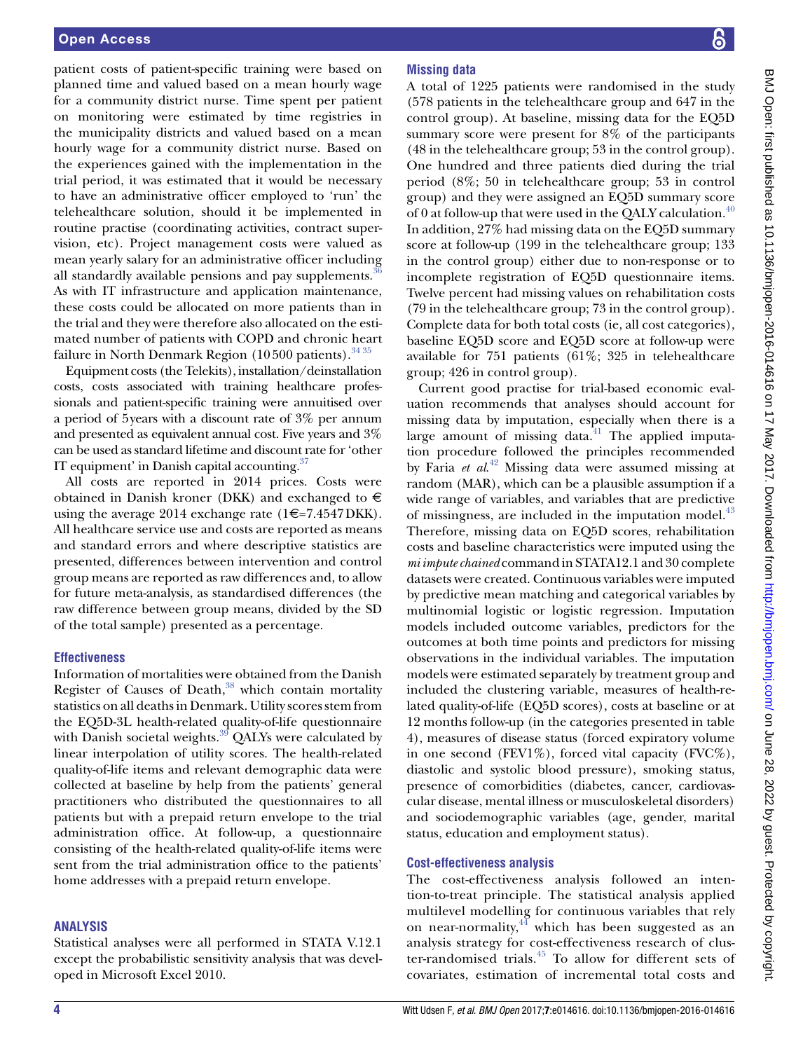patient costs of patient-specific training were based on planned time and valued based on a mean hourly wage for a community district nurse. Time spent per patient on monitoring were estimated by time registries in the municipality districts and valued based on a mean hourly wage for a community district nurse. Based on the experiences gained with the implementation in the trial period, it was estimated that it would be necessary to have an administrative officer employed to 'run' the telehealthcare solution, should it be implemented in routine practise (coordinating activities, contract supervision, etc). Project management costs were valued as mean yearly salary for an administrative officer including all standardly available pensions and pay supplements.[36] As with IT infrastructure and application maintenance, these costs could be allocated on more patients than in the trial and they were therefore also allocated on the estimated number of patients with COPD and chronic heart failure in North Denmark Region (10 500 patients).[34 35]

Equipment costs (the Telekits), installation/deinstallation costs, costs associated with training healthcare professionals and patient-specific training were annuitised over a period of 5 years with a discount rate of 3% per annum and presented as equivalent annual cost. Five years and 3% can be used as standard lifetime and discount rate for 'other IT equipment' in Danish capital accounting.[37]

All costs are reported in 2014 prices. Costs were obtained in Danish kroner (DKK) and exchanged to € using the average 2014 exchange rate (1€=7.4547 DKK). All healthcare service use and costs are reported as means and standard errors and where descriptive statistics are presented, differences between intervention and control group means are reported as raw differences and, to allow for future meta-analysis, as standardised differences (the raw difference between group means, divided by the SD of the total sample) presented as a percentage.

### Effectiveness

Information of mortalities were obtained from the Danish Register of Causes of Death,[38] which contain mortality statistics on all deaths in Denmark. Utility scores stem from the EQ5D-3L health-related quality-of-life questionnaire with Danish societal weights.[39] QALYs were calculated by linear interpolation of utility scores. The health-related quality-of-life items and relevant demographic data were collected at baseline by help from the patients' general practitioners who distributed the questionnaires to all patients but with a prepaid return envelope to the trial administration office. At follow-up, a questionnaire consisting of the health-related quality-of-life items were sent from the trial administration office to the patients' home addresses with a prepaid return envelope.

## ANALYSIS

Statistical analyses were all performed in STATA V.12.1 except the probabilistic sensitivity analysis that was developed in Microsoft Excel 2010.

### Missing data

A total of 1225 patients were randomised in the study (578 patients in the telehealthcare group and 647 in the control group). At baseline, missing data for the EQ5D summary score were present for 8% of the participants (48 in the telehealthcare group; 53 in the control group). One hundred and three patients died during the trial period (8%; 50 in telehealthcare group; 53 in control group) and they were assigned an EQ5D summary score of 0 at follow-up that were used in the QALY calculation.[40] In addition, 27% had missing data on the EQ5D summary score at follow-up (199 in the telehealthcare group; 133 in the control group) either due to non-response or to incomplete registration of EQ5D questionnaire items. Twelve percent had missing values on rehabilitation costs (79 in the telehealthcare group; 73 in the control group). Complete data for both total costs (ie, all cost categories), baseline EQ5D score and EQ5D score at follow-up were available for 751 patients (61%; 325 in telehealthcare group; 426 in control group).

Current good practise for trial-based economic evaluation recommends that analyses should account for missing data by imputation, especially when there is a large amount of missing data.[41] The applied imputation procedure followed the principles recommended by Faria *et al*.[42] Missing data were assumed missing at random (MAR), which can be a plausible assumption if a wide range of variables, and variables that are predictive of missingness, are included in the imputation model.[43] Therefore, missing data on EQ5D scores, rehabilitation costs and baseline characteristics were imputed using the *mi impute chained* command in STATA12.1 and 30 complete datasets were created. Continuous variables were imputed by predictive mean matching and categorical variables by multinomial logistic or logistic regression. Imputation models included outcome variables, predictors for the outcomes at both time points and predictors for missing observations in the individual variables. The imputation models were estimated separately by treatment group and included the clustering variable, measures of health-related quality-of-life (EQ5D scores), costs at baseline or at 12 months follow-up (in the categories presented in table 4), measures of disease status (forced expiratory volume in one second (FEV1%), forced vital capacity (FVC%), diastolic and systolic blood pressure), smoking status, presence of comorbidities (diabetes, cancer, cardiovascular disease, mental illness or musculoskeletal disorders) and sociodemographic variables (age, gender, marital status, education and employment status).

### Cost-effectiveness analysis

The cost-effectiveness analysis followed an intention-to-treat principle. The statistical analysis applied multilevel modelling for continuous variables that rely on near-normality,[44] which has been suggested as an analysis strategy for cost-effectiveness research of cluster-randomised trials.[45] To allow for different sets of covariates, estimation of incremental total costs and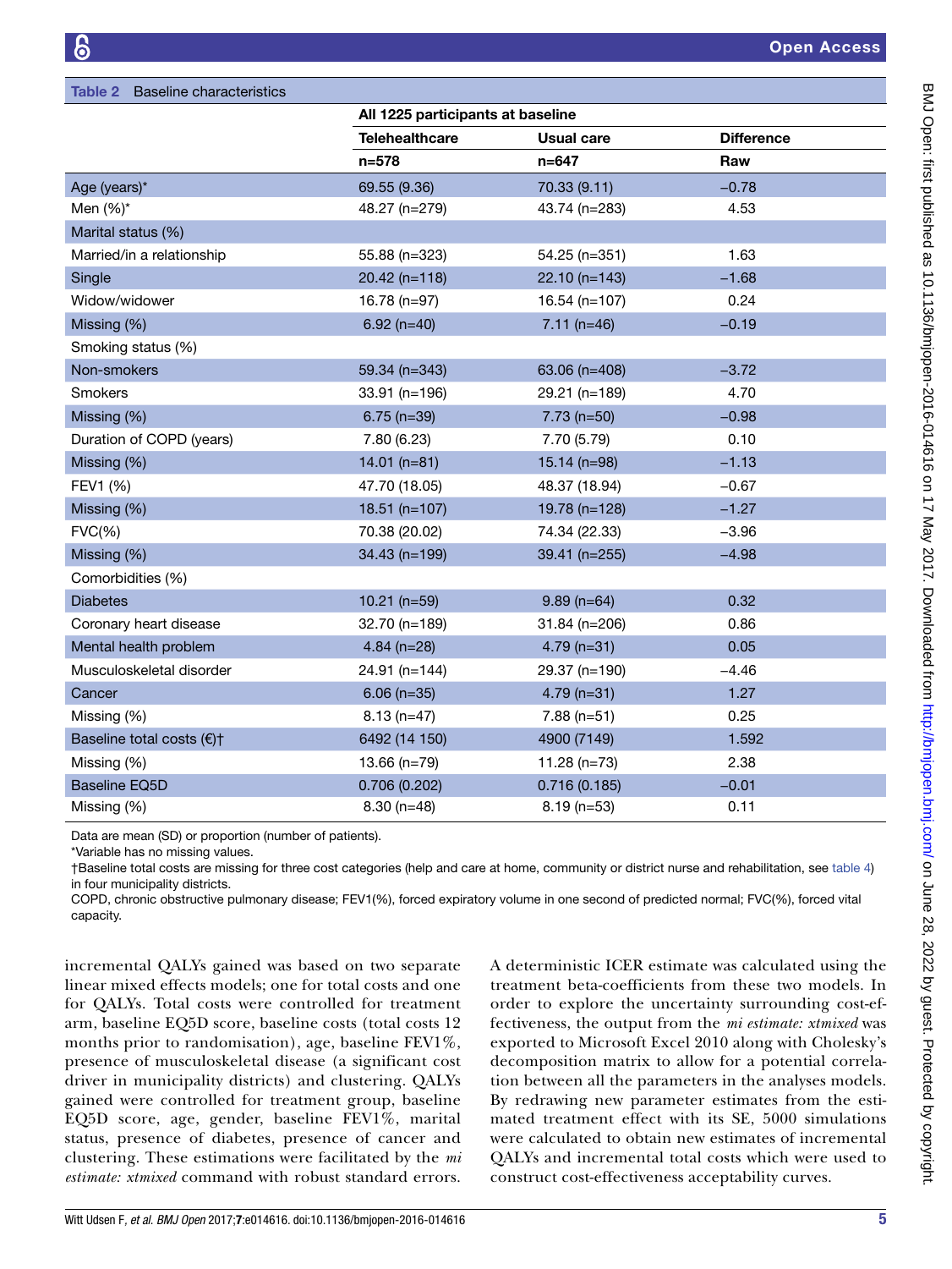**Table 2** Baseline characteristics

| | All 1225 participants at baseline | | |
|---|---|---|---|
| | **Telehealthcare** | **Usual care** | **Difference** |
| | **n=578** | **n=647** | **Raw** |
| Age (years)* | 69.55 (9.36) | 70.33 (9.11) | −0.78 |
| Men (%)* | 48.27 (n=279) | 43.74 (n=283) | 4.53 |
| Marital status (%) | | | |
| Married/in a relationship | 55.88 (n=323) | 54.25 (n=351) | 1.63 |
| Single | 20.42 (n=118) | 22.10 (n=143) | −1.68 |
| Widow/widower | 16.78 (n=97) | 16.54 (n=107) | 0.24 |
| Missing (%) | 6.92 (n=40) | 7.11 (n=46) | −0.19 |
| Smoking status (%) | | | |
| Non-smokers | 59.34 (n=343) | 63.06 (n=408) | −3.72 |
| Smokers | 33.91 (n=196) | 29.21 (n=189) | 4.70 |
| Missing (%) | 6.75 (n=39) | 7.73 (n=50) | −0.98 |
| Duration of COPD (years) | 7.80 (6.23) | 7.70 (5.79) | 0.10 |
| Missing (%) | 14.01 (n=81) | 15.14 (n=98) | −1.13 |
| FEV1 (%) | 47.70 (18.05) | 48.37 (18.94) | −0.67 |
| Missing (%) | 18.51 (n=107) | 19.78 (n=128) | −1.27 |
| FVC(%) | 70.38 (20.02) | 74.34 (22.33) | −3.96 |
| Missing (%) | 34.43 (n=199) | 39.41 (n=255) | −4.98 |
| Comorbidities (%) | | | |
| Diabetes | 10.21 (n=59) | 9.89 (n=64) | 0.32 |
| Coronary heart disease | 32.70 (n=189) | 31.84 (n=206) | 0.86 |
| Mental health problem | 4.84 (n=28) | 4.79 (n=31) | 0.05 |
| Musculoskeletal disorder | 24.91 (n=144) | 29.37 (n=190) | −4.46 |
| Cancer | 6.06 (n=35) | 4.79 (n=31) | 1.27 |
| Missing (%) | 8.13 (n=47) | 7.88 (n=51) | 0.25 |
| Baseline total costs (€)† | 6492 (14 150) | 4900 (7149) | 1.592 |
| Missing (%) | 13.66 (n=79) | 11.28 (n=73) | 2.38 |
| Baseline EQ5D | 0.706 (0.202) | 0.716 (0.185) | −0.01 |
| Missing (%) | 8.30 (n=48) | 8.19 (n=53) | 0.11 |

Data are mean (SD) or proportion (number of patients).
*Variable has no missing values.
†Baseline total costs are missing for three cost categories (help and care at home, community or district nurse and rehabilitation, see table 4) in four municipality districts.
COPD, chronic obstructive pulmonary disease; FEV1(%), forced expiratory volume in one second of predicted normal; FVC(%), forced vital capacity.

incremental QALYs gained was based on two separate linear mixed effects models; one for total costs and one for QALYs. Total costs were controlled for treatment arm, baseline EQ5D score, baseline costs (total costs 12 months prior to randomisation), age, baseline FEV1%, presence of musculoskeletal disease (a significant cost driver in municipality districts) and clustering. QALYs gained were controlled for treatment group, baseline EQ5D score, age, gender, baseline FEV1%, marital status, presence of diabetes, presence of cancer and clustering. These estimations were facilitated by the *mi estimate: xtmixed* command with robust standard errors. A deterministic ICER estimate was calculated using the treatment beta-coefficients from these two models. In order to explore the uncertainty surrounding cost-effectiveness, the output from the *mi estimate: xtmixed* was exported to Microsoft Excel 2010 along with Cholesky's decomposition matrix to allow for a potential correlation between all the parameters in the analyses models. By redrawing new parameter estimates from the estimated treatment effect with its SE, 5000 simulations were calculated to obtain new estimates of incremental QALYs and incremental total costs which were used to construct cost-effectiveness acceptability curves.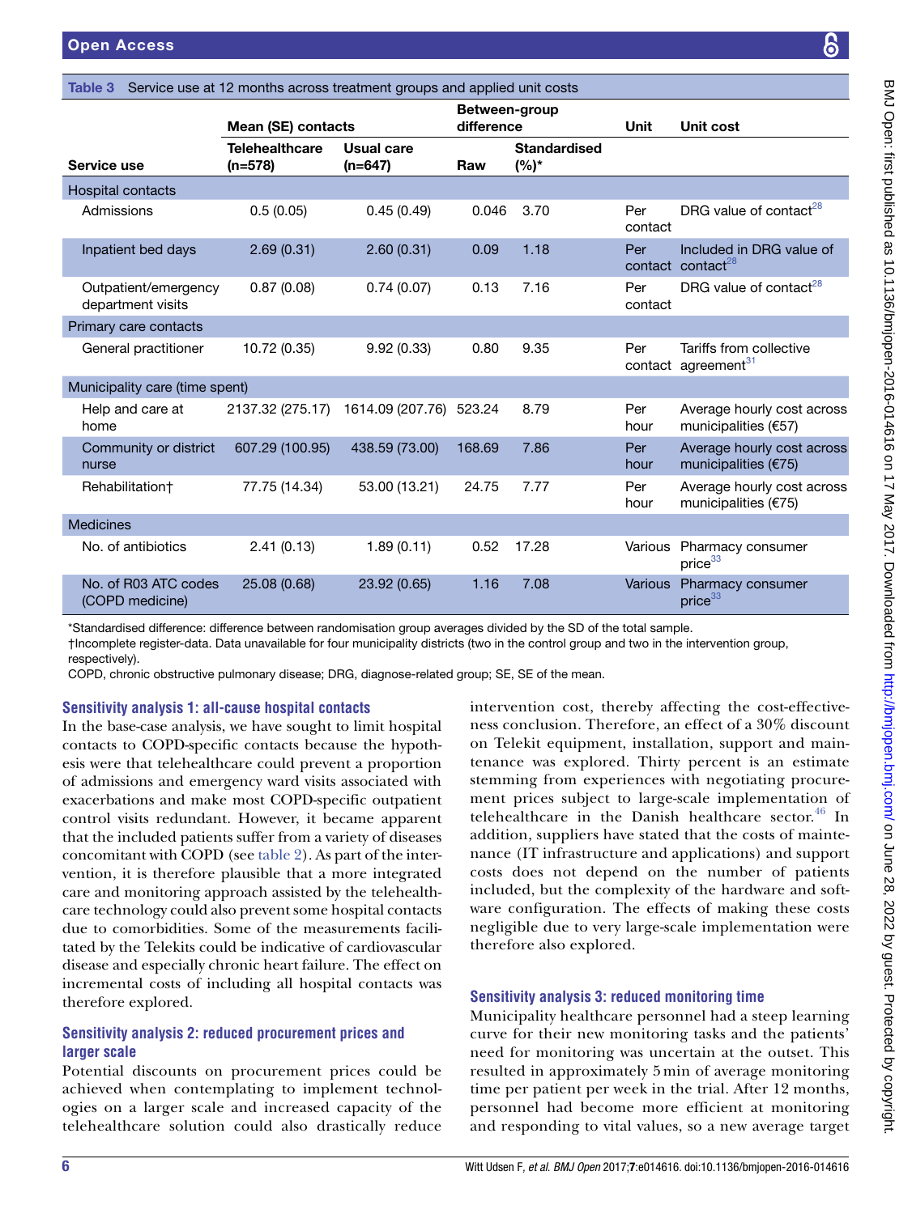**Table 3** Service use at 12 months across treatment groups and applied unit costs

| Service use | Mean (SE) contacts | | Between-group difference | | Unit | Unit cost |
|---|---|---|---|---|---|---|
| | Telehealthcare (n=578) | Usual care (n=647) | Raw | Standardised (%)* | | |
| **Hospital contacts** | | | | | | |
| Admissions | 0.5 (0.05) | 0.45 (0.49) | 0.046 | 3.70 | Per contact | DRG value of contact[28] |
| Inpatient bed days | 2.69 (0.31) | 2.60 (0.31) | 0.09 | 1.18 | Per contact | Included in DRG value of contact[28] |
| Outpatient/emergency department visits | 0.87 (0.08) | 0.74 (0.07) | 0.13 | 7.16 | Per contact | DRG value of contact[28] |
| **Primary care contacts** | | | | | | |
| General practitioner | 10.72 (0.35) | 9.92 (0.33) | 0.80 | 9.35 | Per contact | Tariffs from collective agreement[31] |
| **Municipality care (time spent)** | | | | | | |
| Help and care at home | 2137.32 (275.17) | 1614.09 (207.76) | 523.24 | 8.79 | Per hour | Average hourly cost across municipalities (€57) |
| Community or district nurse | 607.29 (100.95) | 438.59 (73.00) | 168.69 | 7.86 | Per hour | Average hourly cost across municipalities (€75) |
| Rehabilitation† | 77.75 (14.34) | 53.00 (13.21) | 24.75 | 7.77 | Per hour | Average hourly cost across municipalities (€75) |
| **Medicines** | | | | | | |
| No. of antibiotics | 2.41 (0.13) | 1.89 (0.11) | 0.52 | 17.28 | Various | Pharmacy consumer price[33] |
| No. of R03 ATC codes (COPD medicine) | 25.08 (0.68) | 23.92 (0.65) | 1.16 | 7.08 | Various | Pharmacy consumer price[33] |

*Standardised difference: difference between randomisation group averages divided by the SD of the total sample.
†Incomplete register-data. Data unavailable for four municipality districts (two in the control group and two in the intervention group, respectively).
COPD, chronic obstructive pulmonary disease; DRG, diagnose-related group; SE, SE of the mean.

### Sensitivity analysis 1: all-cause hospital contacts

In the base-case analysis, we have sought to limit hospital contacts to COPD-specific contacts because the hypothesis were that telehealthcare could prevent a proportion of admissions and emergency ward visits associated with exacerbations and make most COPD-specific outpatient control visits redundant. However, it became apparent that the included patients suffer from a variety of diseases concomitant with COPD (see table 2). As part of the intervention, it is therefore plausible that a more integrated care and monitoring approach assisted by the telehealthcare technology could also prevent some hospital contacts due to comorbidities. Some of the measurements facilitated by the Telekits could be indicative of cardiovascular disease and especially chronic heart failure. The effect on incremental costs of including all hospital contacts was therefore explored.

### Sensitivity analysis 2: reduced procurement prices and larger scale

Potential discounts on procurement prices could be achieved when contemplating to implement technologies on a larger scale and increased capacity of the telehealthcare solution could also drastically reduce intervention cost, thereby affecting the cost-effectiveness conclusion. Therefore, an effect of a 30% discount on Telekit equipment, installation, support and maintenance was explored. Thirty percent is an estimate stemming from experiences with negotiating procurement prices subject to large-scale implementation of telehealthcare in the Danish healthcare sector.[46] In addition, suppliers have stated that the costs of maintenance (IT infrastructure and applications) and support costs does not depend on the number of patients included, but the complexity of the hardware and software configuration. The effects of making these costs negligible due to very large-scale implementation were therefore also explored.

### Sensitivity analysis 3: reduced monitoring time

Municipality healthcare personnel had a steep learning curve for their new monitoring tasks and the patients' need for monitoring was uncertain at the outset. This resulted in approximately 5 min of average monitoring time per patient per week in the trial. After 12 months, personnel had become more efficient at monitoring and responding to vital values, so a new average target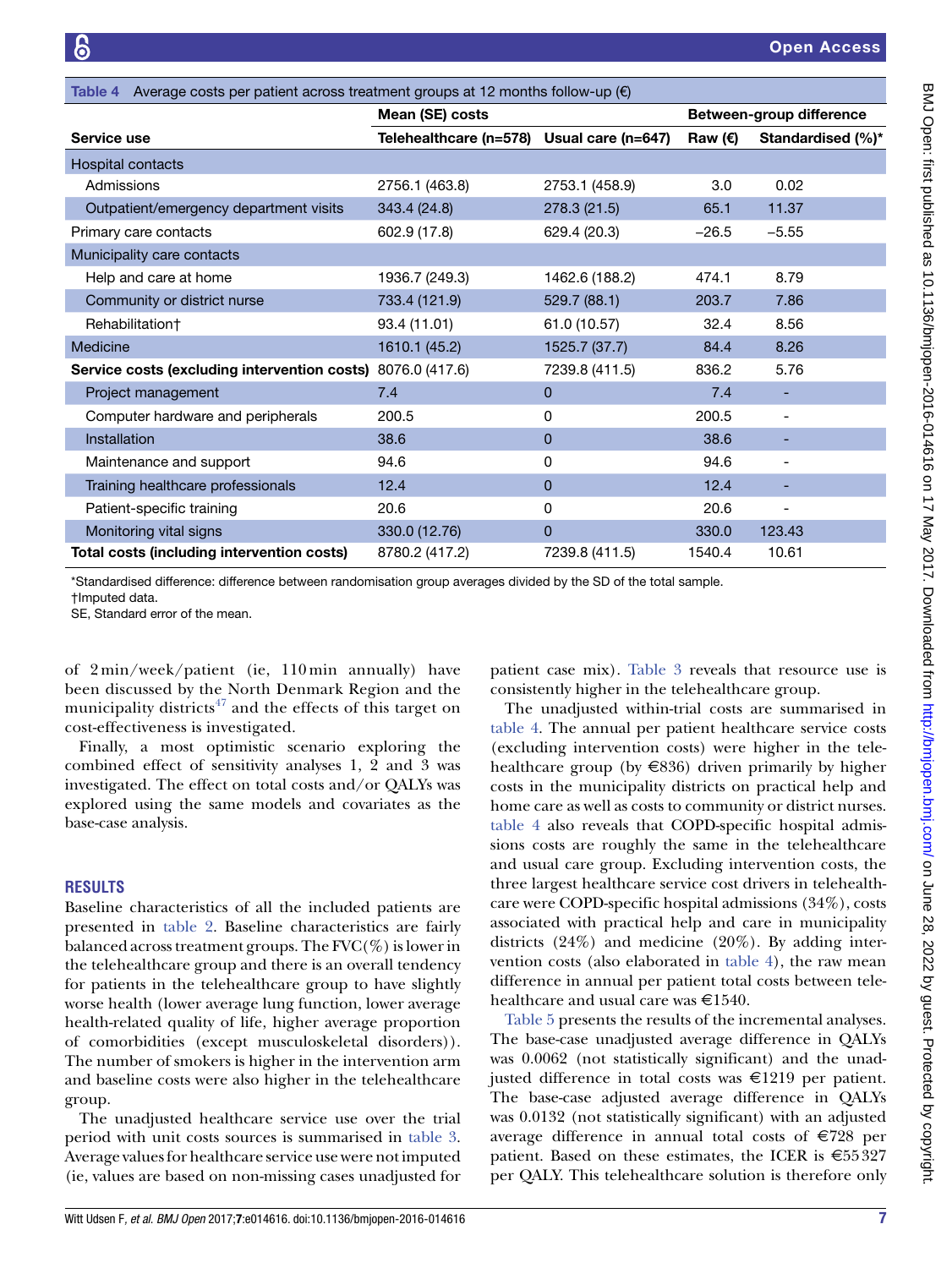Table 4 Average costs per patient across treatment groups at 12 months follow-up (€)

| Service use | Mean (SE) costs | | Between-group difference | |
|---|---|---|---|---|
| | Telehealthcare (n=578) | Usual care (n=647) | Raw (€) | Standardised (%)* |
| Hospital contacts | | | | |
| Admissions | 2756.1 (463.8) | 2753.1 (458.9) | 3.0 | 0.02 |
| Outpatient/emergency department visits | 343.4 (24.8) | 278.3 (21.5) | 65.1 | 11.37 |
| Primary care contacts | 602.9 (17.8) | 629.4 (20.3) | −26.5 | −5.55 |
| Municipality care contacts | | | | |
| Help and care at home | 1936.7 (249.3) | 1462.6 (188.2) | 474.1 | 8.79 |
| Community or district nurse | 733.4 (121.9) | 529.7 (88.1) | 203.7 | 7.86 |
| Rehabilitation† | 93.4 (11.01) | 61.0 (10.57) | 32.4 | 8.56 |
| Medicine | 1610.1 (45.2) | 1525.7 (37.7) | 84.4 | 8.26 |
| **Service costs (excluding intervention costs)** | 8076.0 (417.6) | 7239.8 (411.5) | 836.2 | 5.76 |
| Project management | 7.4 | 0 | 7.4 | - |
| Computer hardware and peripherals | 200.5 | 0 | 200.5 | - |
| Installation | 38.6 | 0 | 38.6 | - |
| Maintenance and support | 94.6 | 0 | 94.6 | - |
| Training healthcare professionals | 12.4 | 0 | 12.4 | - |
| Patient-specific training | 20.6 | 0 | 20.6 | - |
| Monitoring vital signs | 330.0 (12.76) | 0 | 330.0 | 123.43 |
| **Total costs (including intervention costs)** | 8780.2 (417.2) | 7239.8 (411.5) | 1540.4 | 10.61 |

*Standardised difference: difference between randomisation group averages divided by the SD of the total sample.
†Imputed data.
SE, Standard error of the mean.

of 2 min/week/patient (ie, 110 min annually) have been discussed by the North Denmark Region and the municipality districts[47] and the effects of this target on cost-effectiveness is investigated.

Finally, a most optimistic scenario exploring the combined effect of sensitivity analyses 1, 2 and 3 was investigated. The effect on total costs and/or QALYs was explored using the same models and covariates as the base-case analysis.

## RESULTS

Baseline characteristics of all the included patients are presented in table 2. Baseline characteristics are fairly balanced across treatment groups. The FVC(%) is lower in the telehealthcare group and there is an overall tendency for patients in the telehealthcare group to have slightly worse health (lower average lung function, lower average health-related quality of life, higher average proportion of comorbidities (except musculoskeletal disorders)). The number of smokers is higher in the intervention arm and baseline costs were also higher in the telehealthcare group.

The unadjusted healthcare service use over the trial period with unit costs sources is summarised in table 3. Average values for healthcare service use were not imputed (ie, values are based on non-missing cases unadjusted for patient case mix). Table 3 reveals that resource use is consistently higher in the telehealthcare group.

The unadjusted within-trial costs are summarised in table 4. The annual per patient healthcare service costs (excluding intervention costs) were higher in the telehealthcare group (by €836) driven primarily by higher costs in the municipality districts on practical help and home care as well as costs to community or district nurses. table 4 also reveals that COPD-specific hospital admissions costs are roughly the same in the telehealthcare and usual care group. Excluding intervention costs, the three largest healthcare service cost drivers in telehealthcare were COPD-specific hospital admissions (34%), costs associated with practical help and care in municipality districts (24%) and medicine (20%). By adding intervention costs (also elaborated in table 4), the raw mean difference in annual per patient total costs between telehealthcare and usual care was €1540.

Table 5 presents the results of the incremental analyses. The base-case unadjusted average difference in QALYs was 0.0062 (not statistically significant) and the unadjusted difference in total costs was €1219 per patient. The base-case adjusted average difference in QALYs was 0.0132 (not statistically significant) with an adjusted average difference in annual total costs of €728 per patient. Based on these estimates, the ICER is €55 327 per QALY. This telehealthcare solution is therefore only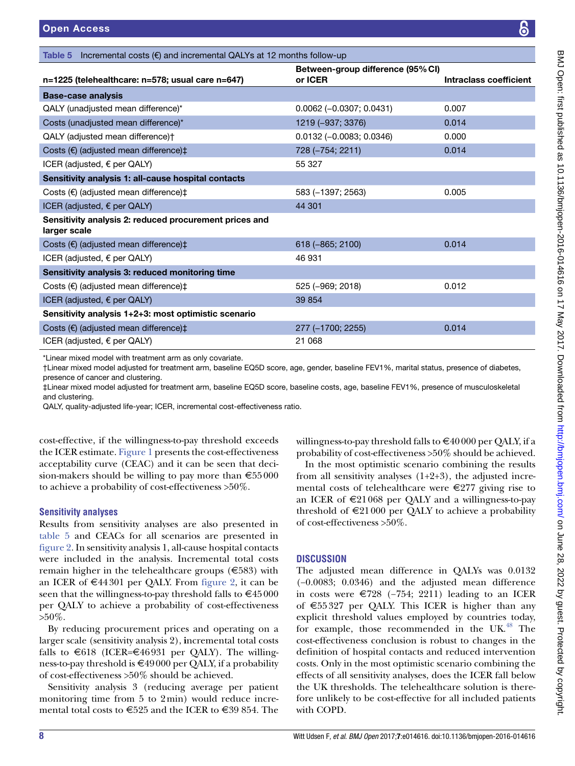Table 5 Incremental costs (€) and incremental QALYs at 12 months follow-up

| n=1225 (telehealthcare: n=578; usual care n=647) | Between-group difference (95% CI) or ICER | Intraclass coefficient |
|---|---|---|
| **Base-case analysis** | | |
| QALY (unadjusted mean difference)* | 0.0062 (−0.0307; 0.0431) | 0.007 |
| Costs (unadjusted mean difference)* | 1219 (−937; 3376) | 0.014 |
| QALY (adjusted mean difference)† | 0.0132 (−0.0083; 0.0346) | 0.000 |
| Costs (€) (adjusted mean difference)‡ | 728 (−754; 2211) | 0.014 |
| ICER (adjusted, € per QALY) | 55 327 | |
| **Sensitivity analysis 1: all-cause hospital contacts** | | |
| Costs (€) (adjusted mean difference)‡ | 583 (−1397; 2563) | 0.005 |
| ICER (adjusted, € per QALY) | 44 301 | |
| **Sensitivity analysis 2: reduced procurement prices and larger scale** | | |
| Costs (€) (adjusted mean difference)‡ | 618 (−865; 2100) | 0.014 |
| ICER (adjusted, € per QALY) | 46 931 | |
| **Sensitivity analysis 3: reduced monitoring time** | | |
| Costs (€) (adjusted mean difference)‡ | 525 (−969; 2018) | 0.012 |
| ICER (adjusted, € per QALY) | 39 854 | |
| **Sensitivity analysis 1+2+3: most optimistic scenario** | | |
| Costs (€) (adjusted mean difference)‡ | 277 (−1700; 2255) | 0.014 |
| ICER (adjusted, € per QALY) | 21 068 | |

*Linear mixed model with treatment arm as only covariate.
†Linear mixed model adjusted for treatment arm, baseline EQ5D score, age, gender, baseline FEV1%, marital status, presence of diabetes, presence of cancer and clustering.
‡Linear mixed model adjusted for treatment arm, baseline EQ5D score, baseline costs, age, baseline FEV1%, presence of musculoskeletal and clustering.
QALY, quality-adjusted life-year; ICER, incremental cost-effectiveness ratio.

cost-effective, if the willingness-to-pay threshold exceeds the ICER estimate. Figure 1 presents the cost-effectiveness acceptability curve (CEAC) and it can be seen that decision-makers should be willing to pay more than €55 000 to achieve a probability of cost-effectiveness >50%.

## Sensitivity analyses

Results from sensitivity analyses are also presented in table 5 and CEACs for all scenarios are presented in figure 2. In sensitivity analysis 1, all-cause hospital contacts were included in the analysis. Incremental total costs remain higher in the telehealthcare groups (€583) with an ICER of €44 301 per QALY. From figure 2, it can be seen that the willingness-to-pay threshold falls to €45 000 per QALY to achieve a probability of cost-effectiveness >50%.

By reducing procurement prices and operating on a larger scale (sensitivity analysis 2), incremental total costs falls to €618 (ICER=€46 931 per QALY). The willingness-to-pay threshold is €49 000 per QALY, if a probability of cost-effectiveness >50% should be achieved.

Sensitivity analysis 3 (reducing average per patient monitoring time from 5 to 2 min) would reduce incremental total costs to €525 and the ICER to €39 854. The willingness-to-pay threshold falls to €40 000 per QALY, if a probability of cost-effectiveness >50% should be achieved.

In the most optimistic scenario combining the results from all sensitivity analyses (1+2+3), the adjusted incremental costs of telehealthcare were €277 giving rise to an ICER of €21 068 per QALY and a willingness-to-pay threshold of €21 000 per QALY to achieve a probability of cost-effectiveness >50%.

## DISCUSSION

The adjusted mean difference in QALYs was 0.0132 (−0.0083; 0.0346) and the adjusted mean difference in costs were €728 (−754; 2211) leading to an ICER of €55 327 per QALY. This ICER is higher than any explicit threshold values employed by countries today, for example, those recommended in the UK.[48] The cost-effectiveness conclusion is robust to changes in the definition of hospital contacts and reduced intervention costs. Only in the most optimistic scenario combining the effects of all sensitivity analyses, does the ICER fall below the UK thresholds. The telehealthcare solution is therefore unlikely to be cost-effective for all included patients with COPD.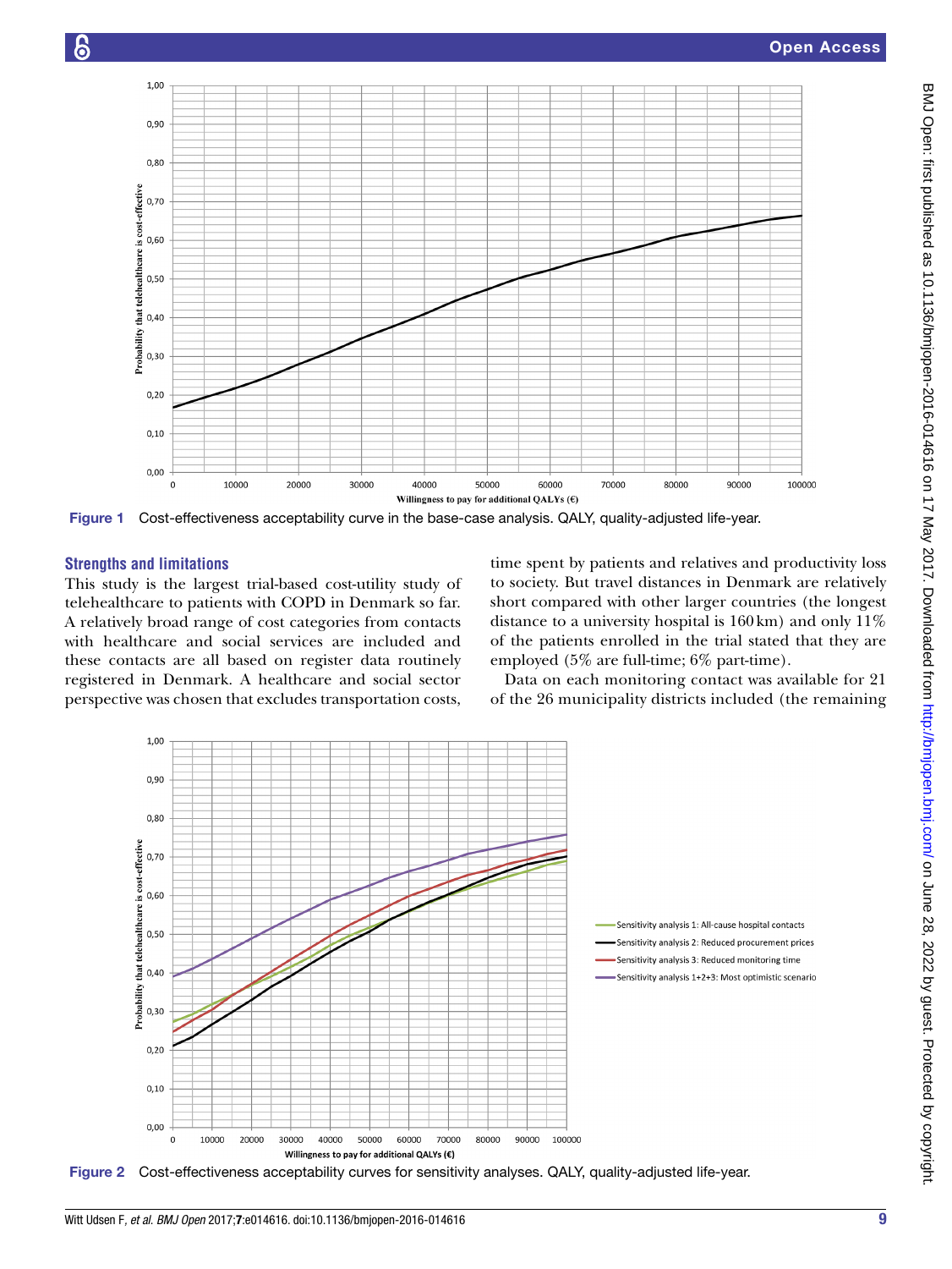Figure 1 Cost-effectiveness acceptability curve in the base-case analysis. QALY, quality-adjusted life-year.

## Strengths and limitations

This study is the largest trial-based cost-utility study of telehealthcare to patients with COPD in Denmark so far. A relatively broad range of cost categories from contacts with healthcare and social services are included and these contacts are all based on register data routinely registered in Denmark. A healthcare and social sector perspective was chosen that excludes transportation costs, time spent by patients and relatives and productivity loss to society. But travel distances in Denmark are relatively short compared with other larger countries (the longest distance to a university hospital is 160 km) and only 11% of the patients enrolled in the trial stated that they are employed (5% are full-time; 6% part-time).

Data on each monitoring contact was available for 21 of the 26 municipality districts included (the remaining

Figure 2 Cost-effectiveness acceptability curves for sensitivity analyses. QALY, quality-adjusted life-year.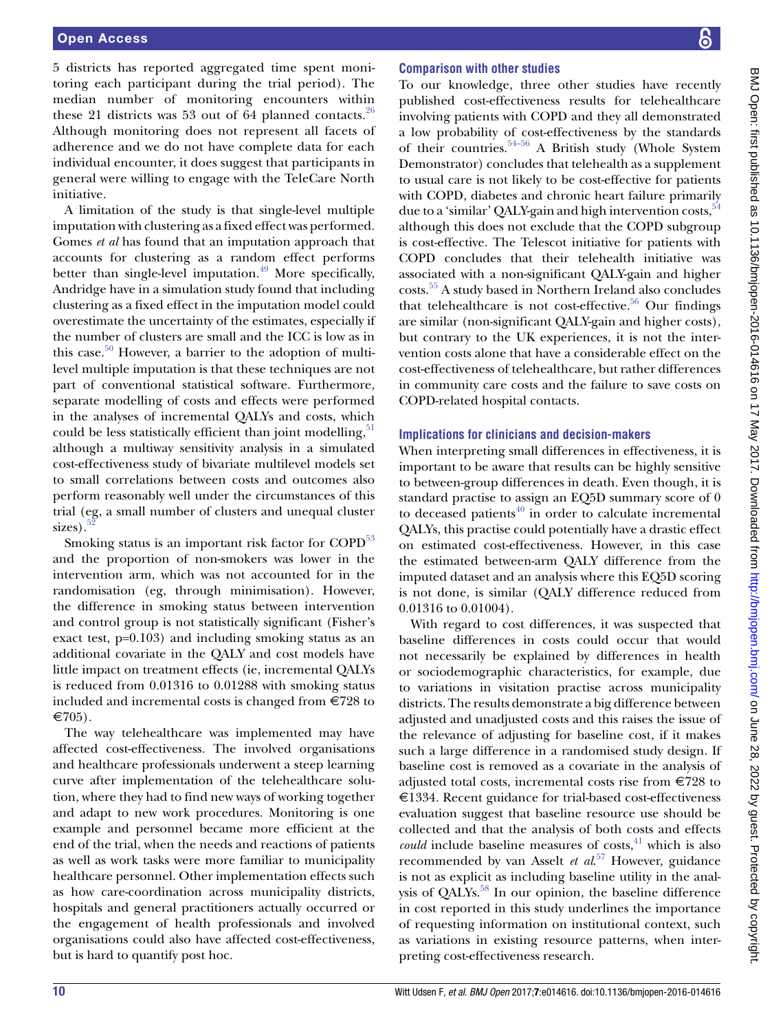5 districts has reported aggregated time spent monitoring each participant during the trial period). The median number of monitoring encounters within these 21 districts was 53 out of 64 planned contacts.[26] Although monitoring does not represent all facets of adherence and we do not have complete data for each individual encounter, it does suggest that participants in general were willing to engage with the TeleCare North initiative.

A limitation of the study is that single-level multiple imputation with clustering as a fixed effect was performed. Gomes *et al* has found that an imputation approach that accounts for clustering as a random effect performs better than single-level imputation.[49] More specifically, Andridge have in a simulation study found that including clustering as a fixed effect in the imputation model could overestimate the uncertainty of the estimates, especially if the number of clusters are small and the ICC is low as in this case.[50] However, a barrier to the adoption of multilevel multiple imputation is that these techniques are not part of conventional statistical software. Furthermore, separate modelling of costs and effects were performed in the analyses of incremental QALYs and costs, which could be less statistically efficient than joint modelling,[51] although a multiway sensitivity analysis in a simulated cost-effectiveness study of bivariate multilevel models set to small correlations between costs and outcomes also perform reasonably well under the circumstances of this trial (eg, a small number of clusters and unequal cluster sizes).[52]

Smoking status is an important risk factor for COPD[53] and the proportion of non-smokers was lower in the intervention arm, which was not accounted for in the randomisation (eg, through minimisation). However, the difference in smoking status between intervention and control group is not statistically significant (Fisher's exact test, p=0.103) and including smoking status as an additional covariate in the QALY and cost models have little impact on treatment effects (ie, incremental QALYs is reduced from 0.01316 to 0.01288 with smoking status included and incremental costs is changed from €728 to €705).

The way telehealthcare was implemented may have affected cost-effectiveness. The involved organisations and healthcare professionals underwent a steep learning curve after implementation of the telehealthcare solution, where they had to find new ways of working together and adapt to new work procedures. Monitoring is one example and personnel became more efficient at the end of the trial, when the needs and reactions of patients as well as work tasks were more familiar to municipality healthcare personnel. Other implementation effects such as how care-coordination across municipality districts, hospitals and general practitioners actually occurred or the engagement of health professionals and involved organisations could also have affected cost-effectiveness, but is hard to quantify post hoc.

### Comparison with other studies

To our knowledge, three other studies have recently published cost-effectiveness results for telehealthcare involving patients with COPD and they all demonstrated a low probability of cost-effectiveness by the standards of their countries.[54–56] A British study (Whole System Demonstrator) concludes that telehealth as a supplement to usual care is not likely to be cost-effective for patients with COPD, diabetes and chronic heart failure primarily due to a 'similar' QALY-gain and high intervention costs,[54] although this does not exclude that the COPD subgroup is cost-effective. The Telescot initiative for patients with COPD concludes that their telehealth initiative was associated with a non-significant QALY-gain and higher costs.[55] A study based in Northern Ireland also concludes that telehealthcare is not cost-effective.[56] Our findings are similar (non-significant QALY-gain and higher costs), but contrary to the UK experiences, it is not the intervention costs alone that have a considerable effect on the cost-effectiveness of telehealthcare, but rather differences in community care costs and the failure to save costs on COPD-related hospital contacts.

### Implications for clinicians and decision-makers

When interpreting small differences in effectiveness, it is important to be aware that results can be highly sensitive to between-group differences in death. Even though, it is standard practise to assign an EQ5D summary score of 0 to deceased patients[40] in order to calculate incremental QALYs, this practise could potentially have a drastic effect on estimated cost-effectiveness. However, in this case the estimated between-arm QALY difference from the imputed dataset and an analysis where this EQ5D scoring is not done, is similar (QALY difference reduced from 0.01316 to 0.01004).

With regard to cost differences, it was suspected that baseline differences in costs could occur that would not necessarily be explained by differences in health or sociodemographic characteristics, for example, due to variations in visitation practise across municipality districts. The results demonstrate a big difference between adjusted and unadjusted costs and this raises the issue of the relevance of adjusting for baseline cost, if it makes such a large difference in a randomised study design. If baseline cost is removed as a covariate in the analysis of adjusted total costs, incremental costs rise from €728 to €1334. Recent guidance for trial-based cost-effectiveness evaluation suggest that baseline resource use should be collected and that the analysis of both costs and effects *could* include baseline measures of costs,[41] which is also recommended by van Asselt *et al*.[57] However, guidance is not as explicit as including baseline utility in the analysis of QALYs.[58] In our opinion, the baseline difference in cost reported in this study underlines the importance of requesting information on institutional context, such as variations in existing resource patterns, when interpreting cost-effectiveness research.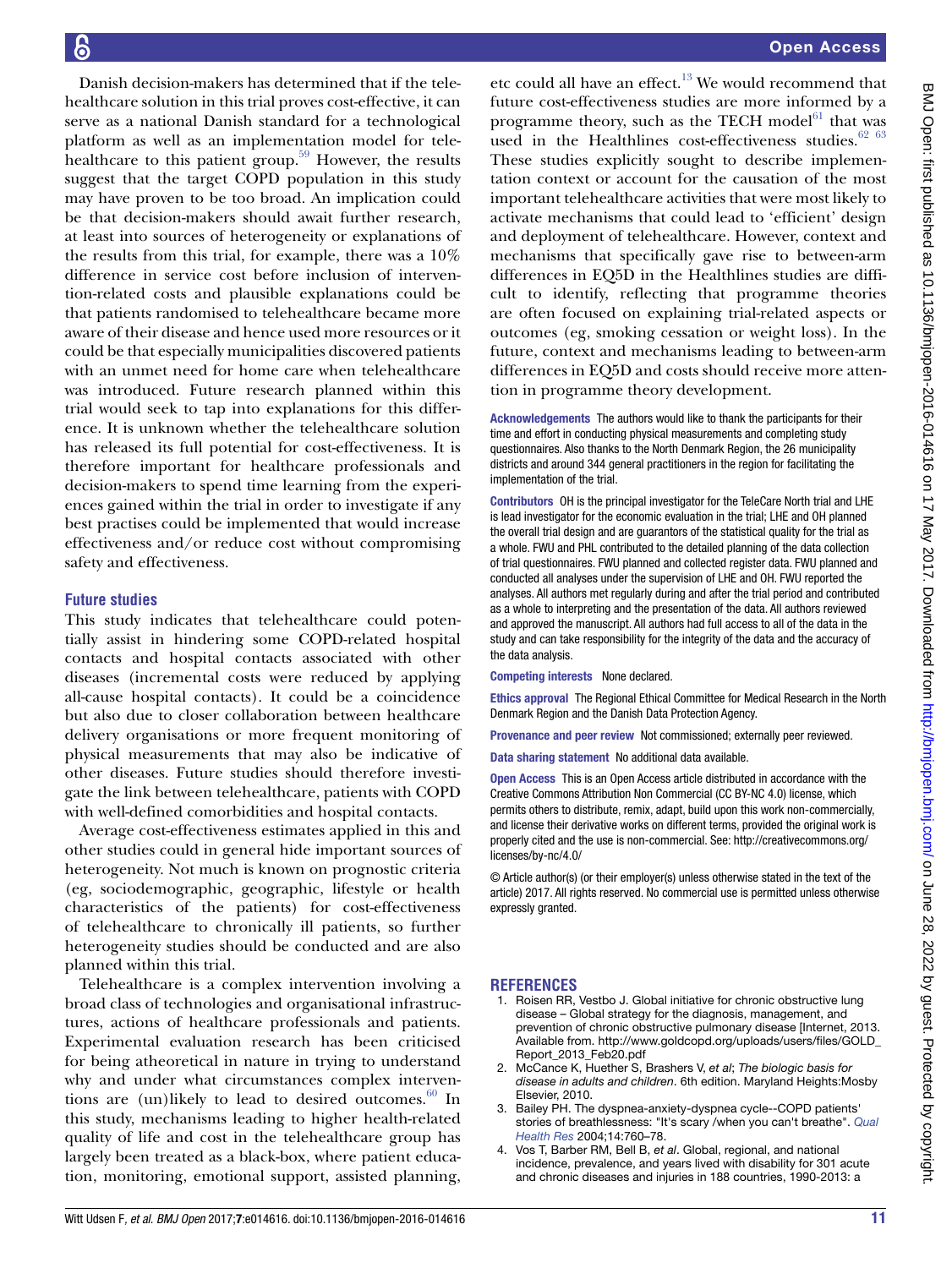Danish decision-makers has determined that if the telehealthcare solution in this trial proves cost-effective, it can serve as a national Danish standard for a technological platform as well as an implementation model for telehealthcare to this patient group.[59] However, the results suggest that the target COPD population in this study may have proven to be too broad. An implication could be that decision-makers should await further research, at least into sources of heterogeneity or explanations of the results from this trial, for example, there was a 10% difference in service cost before inclusion of intervention-related costs and plausible explanations could be that patients randomised to telehealthcare became more aware of their disease and hence used more resources or it could be that especially municipalities discovered patients with an unmet need for home care when telehealthcare was introduced. Future research planned within this trial would seek to tap into explanations for this difference. It is unknown whether the telehealthcare solution has released its full potential for cost-effectiveness. It is therefore important for healthcare professionals and decision-makers to spend time learning from the experiences gained within the trial in order to investigate if any best practises could be implemented that would increase effectiveness and/or reduce cost without compromising safety and effectiveness.

## Future studies

This study indicates that telehealthcare could potentially assist in hindering some COPD-related hospital contacts and hospital contacts associated with other diseases (incremental costs were reduced by applying all-cause hospital contacts). It could be a coincidence but also due to closer collaboration between healthcare delivery organisations or more frequent monitoring of physical measurements that may also be indicative of other diseases. Future studies should therefore investigate the link between telehealthcare, patients with COPD with well-defined comorbidities and hospital contacts.

Average cost-effectiveness estimates applied in this and other studies could in general hide important sources of heterogeneity. Not much is known on prognostic criteria (eg, sociodemographic, geographic, lifestyle or health characteristics of the patients) for cost-effectiveness of telehealthcare to chronically ill patients, so further heterogeneity studies should be conducted and are also planned within this trial.

Telehealthcare is a complex intervention involving a broad class of technologies and organisational infrastructures, actions of healthcare professionals and patients. Experimental evaluation research has been criticised for being atheoretical in nature in trying to understand why and under what circumstances complex interventions are (un)likely to lead to desired outcomes.[60] In this study, mechanisms leading to higher health-related quality of life and cost in the telehealthcare group has largely been treated as a black-box, where patient education, monitoring, emotional support, assisted planning, etc could all have an effect.[13] We would recommend that future cost-effectiveness studies are more informed by a programme theory, such as the TECH model[61] that was used in the Healthlines cost-effectiveness studies.[62 63] These studies explicitly sought to describe implementation context or account for the causation of the most important telehealthcare activities that were most likely to activate mechanisms that could lead to 'efficient' design and deployment of telehealthcare. However, context and mechanisms that specifically gave rise to between-arm differences in EQ5D in the Healthlines studies are difficult to identify, reflecting that programme theories are often focused on explaining trial-related aspects or outcomes (eg, smoking cessation or weight loss). In the future, context and mechanisms leading to between-arm differences in EQ5D and costs should receive more attention in programme theory development.

**Acknowledgements** The authors would like to thank the participants for their time and effort in conducting physical measurements and completing study questionnaires. Also thanks to the North Denmark Region, the 26 municipality districts and around 344 general practitioners in the region for facilitating the implementation of the trial.

**Contributors** OH is the principal investigator for the TeleCare North trial and LHE is lead investigator for the economic evaluation in the trial; LHE and OH planned the overall trial design and are guarantors of the statistical quality for the trial as a whole. FWU and PHL contributed to the detailed planning of the data collection of trial questionnaires. FWU planned and collected register data. FWU planned and conducted all analyses under the supervision of LHE and OH. FWU reported the analyses. All authors met regularly during and after the trial period and contributed as a whole to interpreting and the presentation of the data. All authors reviewed and approved the manuscript. All authors had full access to all of the data in the study and can take responsibility for the integrity of the data and the accuracy of the data analysis.

**Competing interests** None declared.

**Ethics approval** The Regional Ethical Committee for Medical Research in the North Denmark Region and the Danish Data Protection Agency.

**Provenance and peer review** Not commissioned; externally peer reviewed.

**Data sharing statement** No additional data available.

**Open Access** This is an Open Access article distributed in accordance with the Creative Commons Attribution Non Commercial (CC BY-NC 4.0) license, which permits others to distribute, remix, adapt, build upon this work non-commercially, and license their derivative works on different terms, provided the original work is properly cited and the use is non-commercial. See: http://creativecommons.org/licenses/by-nc/4.0/

© Article author(s) (or their employer(s) unless otherwise stated in the text of the article) 2017. All rights reserved. No commercial use is permitted unless otherwise expressly granted.

## REFERENCES

1. Roisen RR, Vestbo J. Global initiative for chronic obstructive lung disease – Global strategy for the diagnosis, management, and prevention of chronic obstructive pulmonary disease [Internet, 2013. Available from. http://www.goldcopd.org/uploads/users/files/GOLD_Report_2013_Feb20.pdf
2. McCance K, Huether S, Brashers V, *et al*; *The biologic basis for disease in adults and children*. 6th edition. Maryland Heights:Mosby Elsevier, 2010.
3. Bailey PH. The dyspnea-anxiety-dyspnea cycle--COPD patients' stories of breathlessness: "It's scary /when you can't breathe". *Qual Health Res* 2004;14:760–78.
4. Vos T, Barber RM, Bell B, *et al*. Global, regional, and national incidence, prevalence, and years lived with disability for 301 acute and chronic diseases and injuries in 188 countries, 1990-2013: a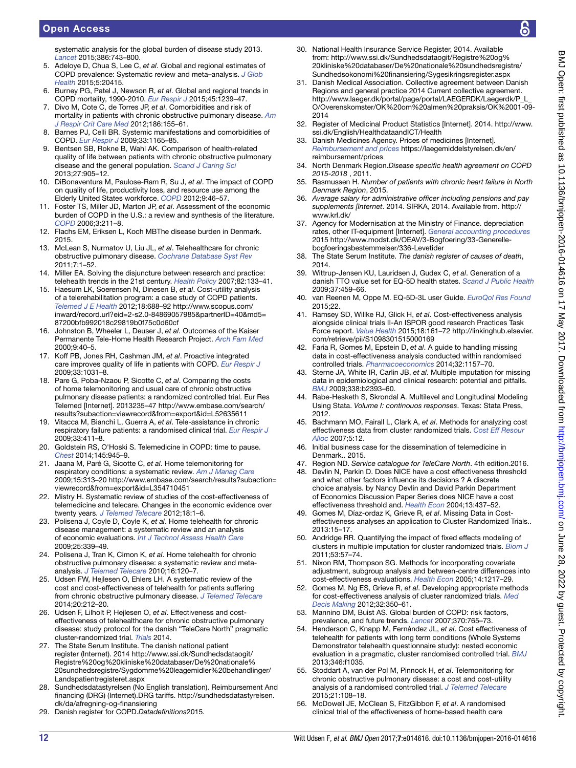systematic analysis for the global burden of disease study 2013. *Lancet* 2015;386:743–800.

5. Adeloye D, Chua S, Lee C, *et al*. Global and regional estimates of COPD prevalence: Systematic review and meta–analysis. *J Glob Health* 2015;5:20415.
6. Burney PG, Patel J, Newson R, *et al*. Global and regional trends in COPD mortality, 1990-2010. *Eur Respir J* 2015;45:1239–47.
7. Divo M, Cote C, de Torres JP, *et al*. Comorbidities and risk of mortality in patients with chronic obstructive pulmonary disease. *Am J Respir Crit Care Med* 2012;186:155–61.
8. Barnes PJ, Celli BR. Systemic manifestations and comorbidities of COPD. *Eur Respir J* 2009;33:1165–85.
9. Bentsen SB, Rokne B, Wahl AK. Comparison of health-related quality of life between patients with chronic obstructive pulmonary disease and the general population. *Scand J Caring Sci* 2013;27:905–12.
10. DiBonaventura M, Paulose-Ram R, Su J, *et al*. The impact of COPD on quality of life, productivity loss, and resource use among the Elderly United States workforce. *COPD* 2012;9:46–57.
11. Foster TS, Miller JD, Marton JP, *et al*. Assessment of the economic burden of COPD in the U.S.: a review and synthesis of the literature. *COPD* 2006;3:211–8.
12. Flachs EM, Eriksen L, Koch MBThe disease burden in Denmark. 2015.
13. McLean S, Nurmatov U, Liu JL, *et al*. Telehealthcare for chronic obstructive pulmonary disease. *Cochrane Database Syst Rev* 2011;7:1–52.
14. Miller EA. Solving the disjuncture between research and practice: telehealth trends in the 21st century. *Health Policy* 2007;82:133–41.
15. Haesum LK, Soerensen N, Dinesen B, *et al*. Cost-utility analysis of a telerehabilitation program: a case study of COPD patients. *Telemed J E Health* 2012;18:688–92 http://www.scopus.com/inward/record.url?eid=2-s2.0-84869057985&partnerID=40&md5=87200bfb992018c29819b0f75c0d60cf
16. Johnston B, Wheeler L, Deuser J, *et al*. Outcomes of the Kaiser Permanente Tele-Home Health Research Project. *Arch Fam Med* 2000;9:40–5.
17. Koff PB, Jones RH, Cashman JM, *et al*. Proactive integrated care improves quality of life in patients with COPD. *Eur Respir J* 2009;33:1031–8.
18. Pare G, Poba-Nzaou P, Sicotte C, *et al*. Comparing the costs of home telemonitoring and usual care of chronic obstructive pulmonary disease patients: a randomized controlled trial. Eur Res Telemed [Internet]. 2013235–47 http://www.embase.com/search/results?subaction=viewrecord&from=export&id=L52635611
19. Vitacca M, Bianchi L, Guerra A, *et al*. Tele-assistance in chronic respiratory failure patients: a randomised clinical trial. *Eur Respir J* 2009;33:411–8.
20. Goldstein RS, O'Hoski S. Telemedicine in COPD: time to pause. *Chest* 2014;145:945–9.
21. Jaana M, Paré G, Sicotte C, *et al*. Home telemonitoring for respiratory conditions: a systematic review. *Am J Manag Care* 2009;15:313–20 http://www.embase.com/search/results?subaction=viewrecord&from=export&id=L354710451
22. Mistry H. Systematic review of studies of the cost-effectiveness of telemedicine and telecare. Changes in the economic evidence over twenty years. *J Telemed Telecare* 2012;18:1–6.
23. Polisena J, Coyle D, Coyle K, *et al*. Home telehealth for chronic disease management: a systematic review and an analysis of economic evaluations. *Int J Technol Assess Health Care* 2009;25:339–49.
24. Polisena J, Tran K, Cimon K, *et al*. Home telehealth for chronic obstructive pulmonary disease: a systematic review and meta-analysis. *J Telemed Telecare* 2010;16:120–7.
25. Udsen FW, Hejlesen O, Ehlers LH. A systematic review of the cost and cost-effectiveness of telehealth for patients suffering from chronic obstructive pulmonary disease. *J Telemed Telecare* 2014;20:212–20.
26. Udsen F, Lilholt P, Hejlesen O, *et al*. Effectiveness and cost-effectiveness of telehealthcare for chronic obstructive pulmonary disease: study protocol for the danish "TeleCare North" pragmatic cluster-randomized trial. *Trials* 2014.
27. The State Serum Institute. The danish national patient register (Internet). 2014 http://www.ssi.dk/Sundhedsdataogit/Registre%20og%20kliniske%20databaser/De%20nationale%20sundhedsregistre/Sygdomme%20leagemidler%20behandlinger/Landspatientregisteret.aspx
28. Sundhedsdatastyrelsen (No English translation). Reimbursement And financing (DRG) (Internet).DRG tariffs. http://sundhedsdatastyrelsen.dk/da/afregning-og-finansiering
29. Danish register for COPD.*Datadefinitions*2015.
30. National Health Insurance Service Register, 2014. Available from: http://www.ssi.dk/Sundhedsdataogit/Registre%20og%20kliniske%20databaser/De%20nationale%20sundhedsregistre/Sundhedsokonomi%20finansiering/Sygesikringsregister.aspx
31. Danish Medical Association. Collective agreement between Danish Regions and general practice 2014 Current collective agreement. http://www.laeger.dk/portal/page/portal/LAEGERDK/Laegerdk/P_L_O/Overenskomster/OK%20om%20almen%20praksis/OK%2001-09-2014
32. Register of Medicinal Product Statistics [Internet]. 2014. http://www.ssi.dk/English/HealthdataandICT/Health
33. Danish Medicines Agency. Prices of medicines [Internet]. *Reimbursement and prices* https://laegemiddelstyrelsen.dk/en/reimbursement/prices
34. North Denmark Region.*Disease specific health agreement on COPD 2015-2018* , 2011.
35. Rasmussen H. *Number of patients with chronic heart failure in North Denmark Region*, 2015.
36. *Average salary for administrative officer including pensions and pay supplements [Internet*. 2014. SIRKA, 2014. Available from. http://www.krl.dk/
37. Agency for Modernisation at the Ministry of Finance. depreciation rates, other IT-equipment [Internet]. *General accounting procedures* 2015 http://www.modst.dk/OEAV/3-Bogfoering/33-Generelle-bogfoeringsbestemmelser/336-Levetider
38. The State Serum Institute. *The danish register of causes of death*, 2014.
39. Wittrup-Jensen KU, Lauridsen J, Gudex C, *et al*. Generation of a danish TTO value set for EQ-5D health states. *Scand J Public Health* 2009;37:459–66.
40. van Reenen M, Oppe M. EQ-5D-3L user Guide. *EuroQol Res Found* 2015;22.
41. Ramsey SD, Willke RJ, Glick H, *et al*. Cost-effectiveness analysis alongside clinical trials II-An ISPOR good research Practices Task Force report. *Value Health* 2015;18:161–72 http://linkinghub.elsevier.com/retrieve/pii/S1098301515000169
42. Faria R, Gomes M, Epstein D, *et al*. A guide to handling missing data in cost-effectiveness analysis conducted within randomised controlled trials. *Pharmacoeconomics* 2014;32:1157–70.
43. Sterne JA, White IR, Carlin JB, *et al*. Multiple imputation for missing data in epidemiological and clinical research: potential and pitfalls. *BMJ* 2009;338:b2393–60.
44. Rabe-Hesketh S, Skrondal A. Multilevel and Longitudinal Modeling Using Stata. *Volume I: continouos responses*. Texas: Stata Press, 2012.
45. Bachmann MO, Fairall L, Clark A, *et al*. Methods for analyzing cost effectiveness data from cluster randomized trials. *Cost Eff Resour Alloc* 2007;5:12.
46. Initial business case for the dissemination of telemedicine in Denmark.. 2015.
47. Region ND. *Service catalogue for TeleCare North*. 4th edition.2016.
48. Devlin N, Parkin D. Does NICE have a cost effectiveness threshold and what other factors influence its decisions ? A discrete choice analysis. by Nancy Devlin and David Parkin Department of Economics Discussion Paper Series does NICE have a cost effectiveness threshold and. *Health Econ* 2004;13:437–52.
49. Gomes M, Díaz-ordaz K, Grieve R, *et al*. Missing Data in Cost-effectiveness analyses an application to Cluster Randomized Trials.. 2013:15–17.
50. Andridge RR. Quantifying the impact of fixed effects modeling of clusters in multiple imputation for cluster randomized trials. *Biom J* 2011;53:57–74.
51. Nixon RM, Thompson SG. Methods for incorporating covariate adjustment, subgroup analysis and between-centre differences into cost-effectiveness evaluations. *Health Econ* 2005;14:1217–29.
52. Gomes M, Ng ES, Grieve R, *et al*. Developing appropriate methods for cost-effectiveness analysis of cluster randomized trials. *Med Decis Making* 2012;32:350–61.
53. Mannino DM, Buist AS. Global burden of COPD: risk factors, prevalence, and future trends. *Lancet* 2007;370:765–73.
54. Henderson C, Knapp M, Fernández JL, *et al*. Cost effectiveness of telehealth for patients with long term conditions (Whole Systems Demonstrator telehealth questionnaire study): nested economic evaluation in a pragmatic, cluster randomised controlled trial. *BMJ* 2013;346:f1035.
55. Stoddart A, van der Pol M, Pinnock H, *et al*. Telemonitoring for chronic obstructive pulmonary disease: a cost and cost-utility analysis of a randomised controlled trial. *J Telemed Telecare* 2015;21:108–18.
56. McDowell JE, McClean S, FitzGibbon F, *et al*. A randomised clinical trial of the effectiveness of home-based health care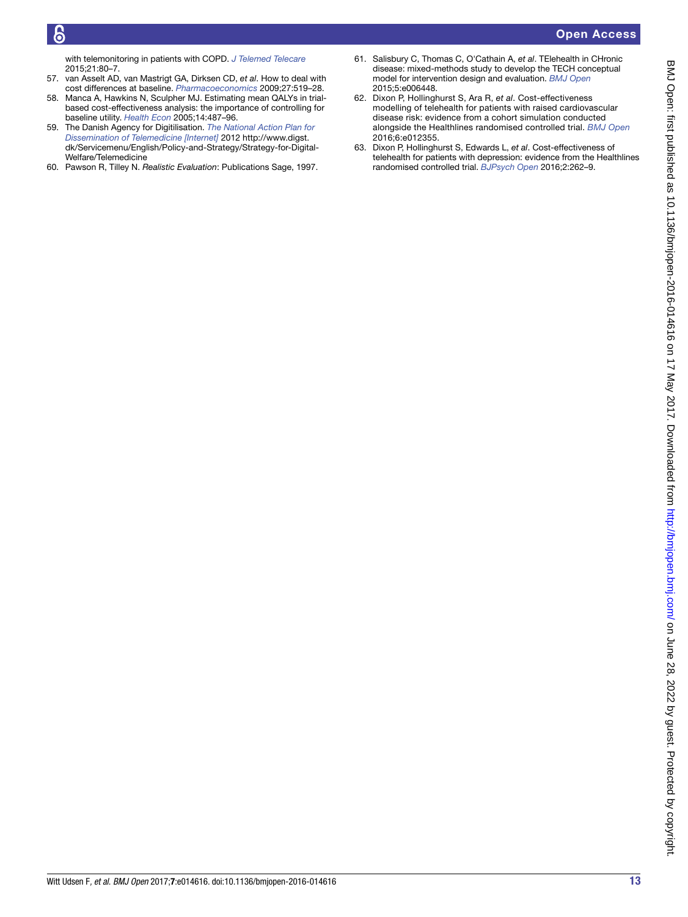with telemonitoring in patients with COPD. *J Telemed Telecare* 2015;21:80–7.

57. van Asselt AD, van Mastrigt GA, Dirksen CD, *et al*. How to deal with cost differences at baseline. *Pharmacoeconomics* 2009;27:519–28.
58. Manca A, Hawkins N, Sculpher MJ. Estimating mean QALYs in trial-based cost-effectiveness analysis: the importance of controlling for baseline utility. *Health Econ* 2005;14:487–96.
59. The Danish Agency for Digitilisation. *The National Action Plan for Dissemination of Telemedicine [Internet]* 2012 http://www.digst.dk/Servicemenu/English/Policy-and-Strategy/Strategy-for-Digital-Welfare/Telemedicine
60. Pawson R, Tilley N. *Realistic Evaluation*: Publications Sage, 1997.
61. Salisbury C, Thomas C, O'Cathain A, *et al*. TElehealth in CHronic disease: mixed-methods study to develop the TECH conceptual model for intervention design and evaluation. *BMJ Open* 2015;5:e006448.
62. Dixon P, Hollinghurst S, Ara R, *et al*. Cost-effectiveness modelling of telehealth for patients with raised cardiovascular disease risk: evidence from a cohort simulation conducted alongside the Healthlines randomised controlled trial. *BMJ Open* 2016;6:e012355.
63. Dixon P, Hollinghurst S, Edwards L, *et al*. Cost-effectiveness of telehealth for patients with depression: evidence from the Healthlines randomised controlled trial. *BJPsych Open* 2016;2:262–9.